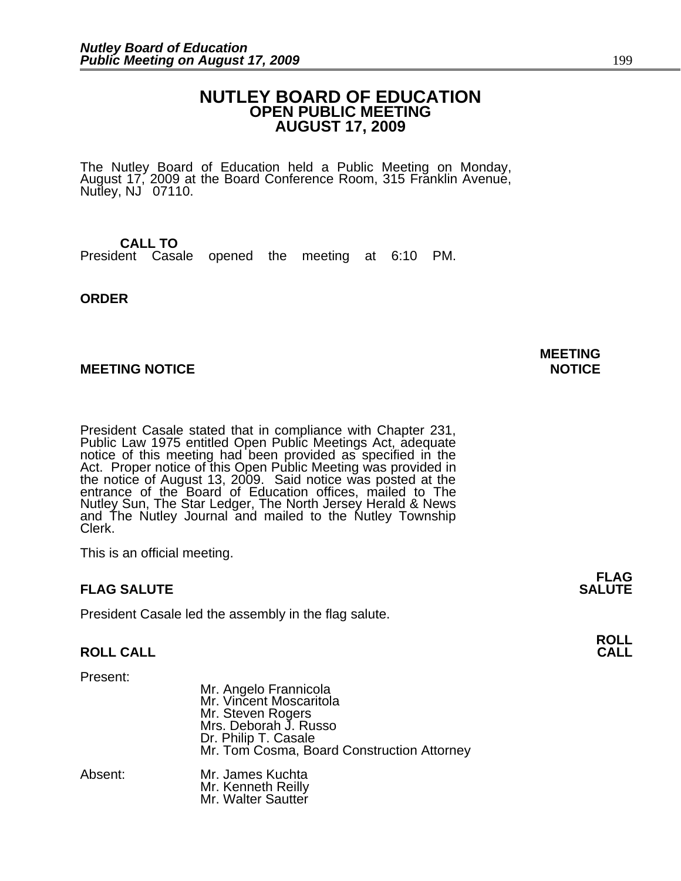# NUTLEY BOARD OF EDUCATION
## OPEN PUBLIC MEETING
## AUGUST 17, 2009

The Nutley Board of Education held a Public Meeting on Monday, August 17, 2009 at the Board Conference Room, 315 Franklin Avenue, Nutley, NJ 07110.

**CALL TO ORDER**

President Casale opened the meeting at 6:10 PM.

**MEETING NOTICE**

President Casale stated that in compliance with Chapter 231, Public Law 1975 entitled Open Public Meetings Act, adequate notice of this meeting had been provided as specified in the Act. Proper notice of this Open Public Meeting was provided in the notice of August 13, 2009. Said notice was posted at the entrance of the Board of Education offices, mailed to The Nutley Sun, The Star Ledger, The North Jersey Herald & News and The Nutley Journal and mailed to the Nutley Township Clerk.

This is an official meeting.

**FLAG SALUTE**

President Casale led the assembly in the flag salute.

**ROLL CALL**

Present:

- Mr. Angelo Frannicola
- Mr. Vincent Moscaritola
- Mr. Steven Rogers
- Mrs. Deborah J. Russo
- Dr. Philip T. Casale
- Mr. Tom Cosma, Board Construction Attorney

Absent:

- Mr. James Kuchta
- Mr. Kenneth Reilly
- Mr. Walter Sautter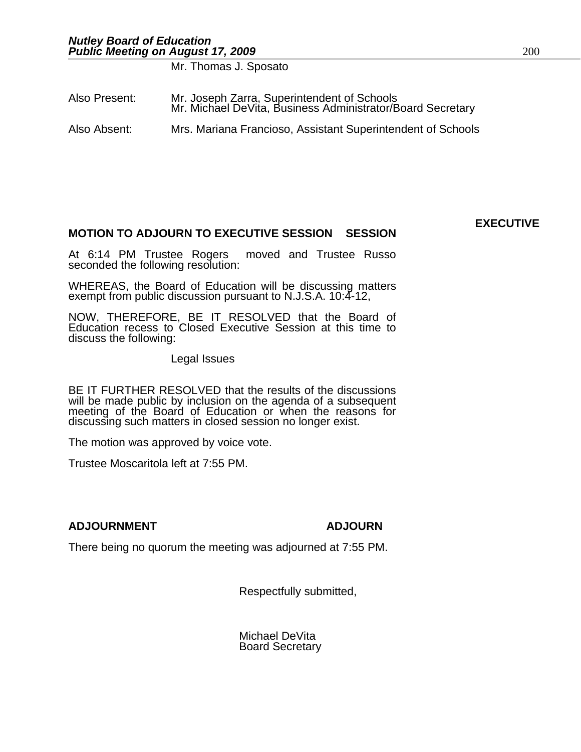Mr. Thomas J. Sposato

Also Present: Mr. Joseph Zarra, Superintendent of Schools
Mr. Michael DeVita, Business Administrator/Board Secretary

Also Absent: Mrs. Mariana Francioso, Assistant Superintendent of Schools

**EXECUTIVE SESSION**

**MOTION TO ADJOURN TO EXECUTIVE SESSION**

At 6:14 PM Trustee Rogers moved and Trustee Russo seconded the following resolution:

WHEREAS, the Board of Education will be discussing matters exempt from public discussion pursuant to N.J.S.A. 10:4-12,

NOW, THEREFORE, BE IT RESOLVED that the Board of Education recess to Closed Executive Session at this time to discuss the following:

Legal Issues

BE IT FURTHER RESOLVED that the results of the discussions will be made public by inclusion on the agenda of a subsequent meeting of the Board of Education or when the reasons for discussing such matters in closed session no longer exist.

The motion was approved by voice vote.

Trustee Moscaritola left at 7:55 PM.

**ADJOURNMENT** **ADJOURN**

There being no quorum the meeting was adjourned at 7:55 PM.

Respectfully submitted,

Michael DeVita
Board Secretary